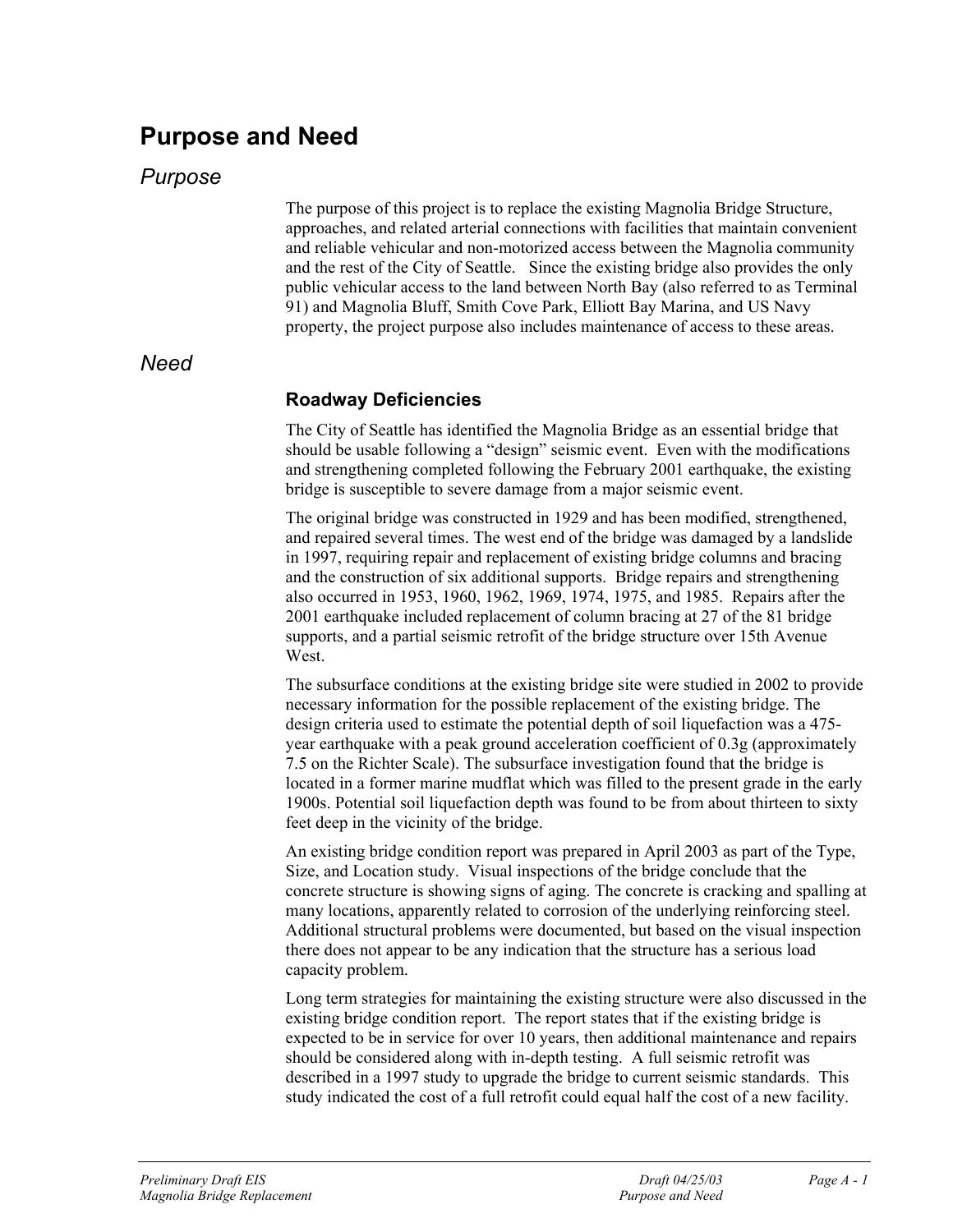# Purpose and Need

## Purpose

The purpose of this project is to replace the existing Magnolia Bridge Structure, approaches, and related arterial connections with facilities that maintain convenient and reliable vehicular and non-motorized access between the Magnolia community and the rest of the City of Seattle. Since the existing bridge also provides the only public vehicular access to the land between North Bay (also referred to as Terminal 91) and Magnolia Bluff, Smith Cove Park, Elliott Bay Marina, and US Navy property, the project purpose also includes maintenance of access to these areas.

## Need

### Roadway Deficiencies

The City of Seattle has identified the Magnolia Bridge as an essential bridge that should be usable following a "design" seismic event. Even with the modifications and strengthening completed following the February 2001 earthquake, the existing bridge is susceptible to severe damage from a major seismic event.

The original bridge was constructed in 1929 and has been modified, strengthened, and repaired several times. The west end of the bridge was damaged by a landslide in 1997, requiring repair and replacement of existing bridge columns and bracing and the construction of six additional supports. Bridge repairs and strengthening also occurred in 1953, 1960, 1962, 1969, 1974, 1975, and 1985. Repairs after the 2001 earthquake included replacement of column bracing at 27 of the 81 bridge supports, and a partial seismic retrofit of the bridge structure over 15th Avenue West.

The subsurface conditions at the existing bridge site were studied in 2002 to provide necessary information for the possible replacement of the existing bridge. The design criteria used to estimate the potential depth of soil liquefaction was a 475-year earthquake with a peak ground acceleration coefficient of 0.3g (approximately 7.5 on the Richter Scale). The subsurface investigation found that the bridge is located in a former marine mudflat which was filled to the present grade in the early 1900s. Potential soil liquefaction depth was found to be from about thirteen to sixty feet deep in the vicinity of the bridge.

An existing bridge condition report was prepared in April 2003 as part of the Type, Size, and Location study. Visual inspections of the bridge conclude that the concrete structure is showing signs of aging. The concrete is cracking and spalling at many locations, apparently related to corrosion of the underlying reinforcing steel. Additional structural problems were documented, but based on the visual inspection there does not appear to be any indication that the structure has a serious load capacity problem.

Long term strategies for maintaining the existing structure were also discussed in the existing bridge condition report. The report states that if the existing bridge is expected to be in service for over 10 years, then additional maintenance and repairs should be considered along with in-depth testing. A full seismic retrofit was described in a 1997 study to upgrade the bridge to current seismic standards. This study indicated the cost of a full retrofit could equal half the cost of a new facility.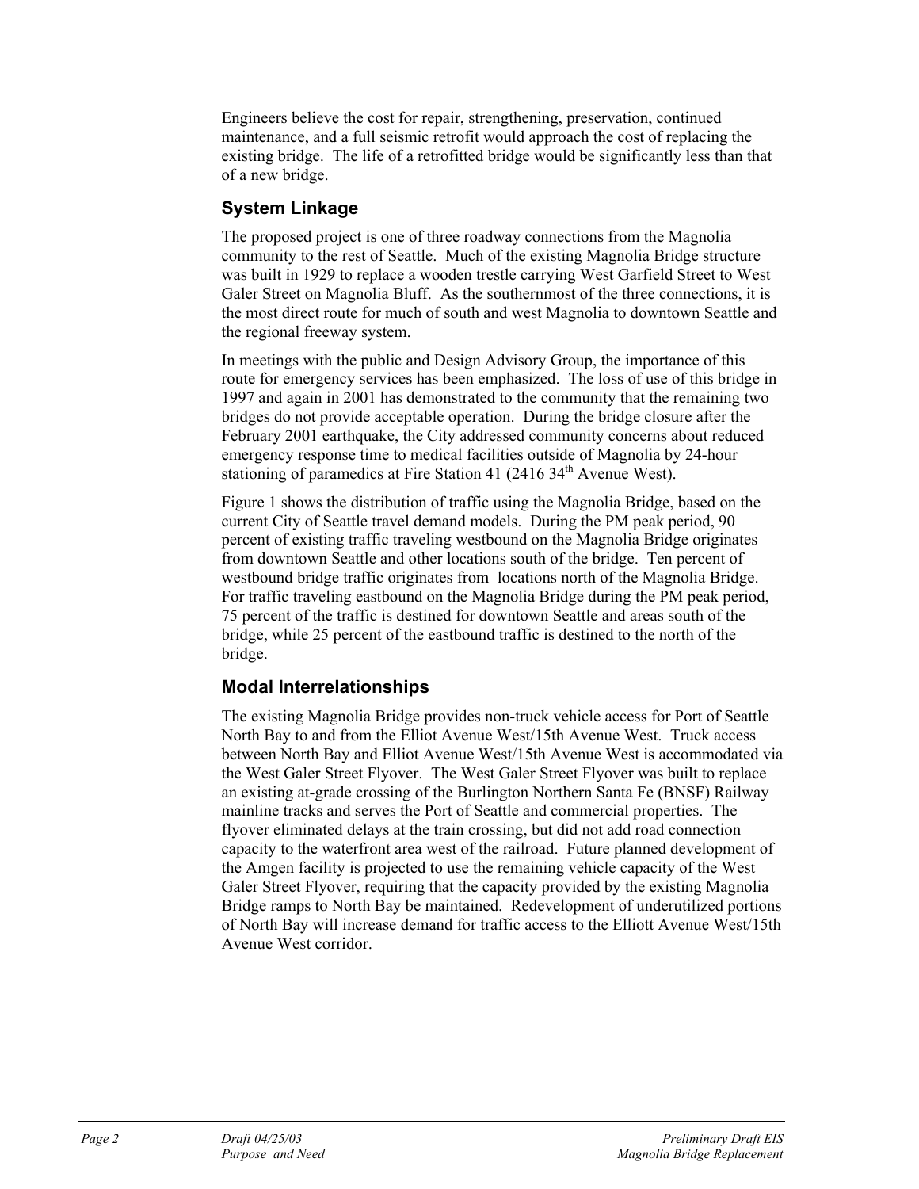Engineers believe the cost for repair, strengthening, preservation, continued maintenance, and a full seismic retrofit would approach the cost of replacing the existing bridge. The life of a retrofitted bridge would be significantly less than that of a new bridge.

## System Linkage

The proposed project is one of three roadway connections from the Magnolia community to the rest of Seattle. Much of the existing Magnolia Bridge structure was built in 1929 to replace a wooden trestle carrying West Garfield Street to West Galer Street on Magnolia Bluff. As the southernmost of the three connections, it is the most direct route for much of south and west Magnolia to downtown Seattle and the regional freeway system.

In meetings with the public and Design Advisory Group, the importance of this route for emergency services has been emphasized. The loss of use of this bridge in 1997 and again in 2001 has demonstrated to the community that the remaining two bridges do not provide acceptable operation. During the bridge closure after the February 2001 earthquake, the City addressed community concerns about reduced emergency response time to medical facilities outside of Magnolia by 24-hour stationing of paramedics at Fire Station 41 (2416 34th Avenue West).

Figure 1 shows the distribution of traffic using the Magnolia Bridge, based on the current City of Seattle travel demand models. During the PM peak period, 90 percent of existing traffic traveling westbound on the Magnolia Bridge originates from downtown Seattle and other locations south of the bridge. Ten percent of westbound bridge traffic originates from locations north of the Magnolia Bridge. For traffic traveling eastbound on the Magnolia Bridge during the PM peak period, 75 percent of the traffic is destined for downtown Seattle and areas south of the bridge, while 25 percent of the eastbound traffic is destined to the north of the bridge.

## Modal Interrelationships

The existing Magnolia Bridge provides non-truck vehicle access for Port of Seattle North Bay to and from the Elliot Avenue West/15th Avenue West. Truck access between North Bay and Elliot Avenue West/15th Avenue West is accommodated via the West Galer Street Flyover. The West Galer Street Flyover was built to replace an existing at-grade crossing of the Burlington Northern Santa Fe (BNSF) Railway mainline tracks and serves the Port of Seattle and commercial properties. The flyover eliminated delays at the train crossing, but did not add road connection capacity to the waterfront area west of the railroad. Future planned development of the Amgen facility is projected to use the remaining vehicle capacity of the West Galer Street Flyover, requiring that the capacity provided by the existing Magnolia Bridge ramps to North Bay be maintained. Redevelopment of underutilized portions of North Bay will increase demand for traffic access to the Elliott Avenue West/15th Avenue West corridor.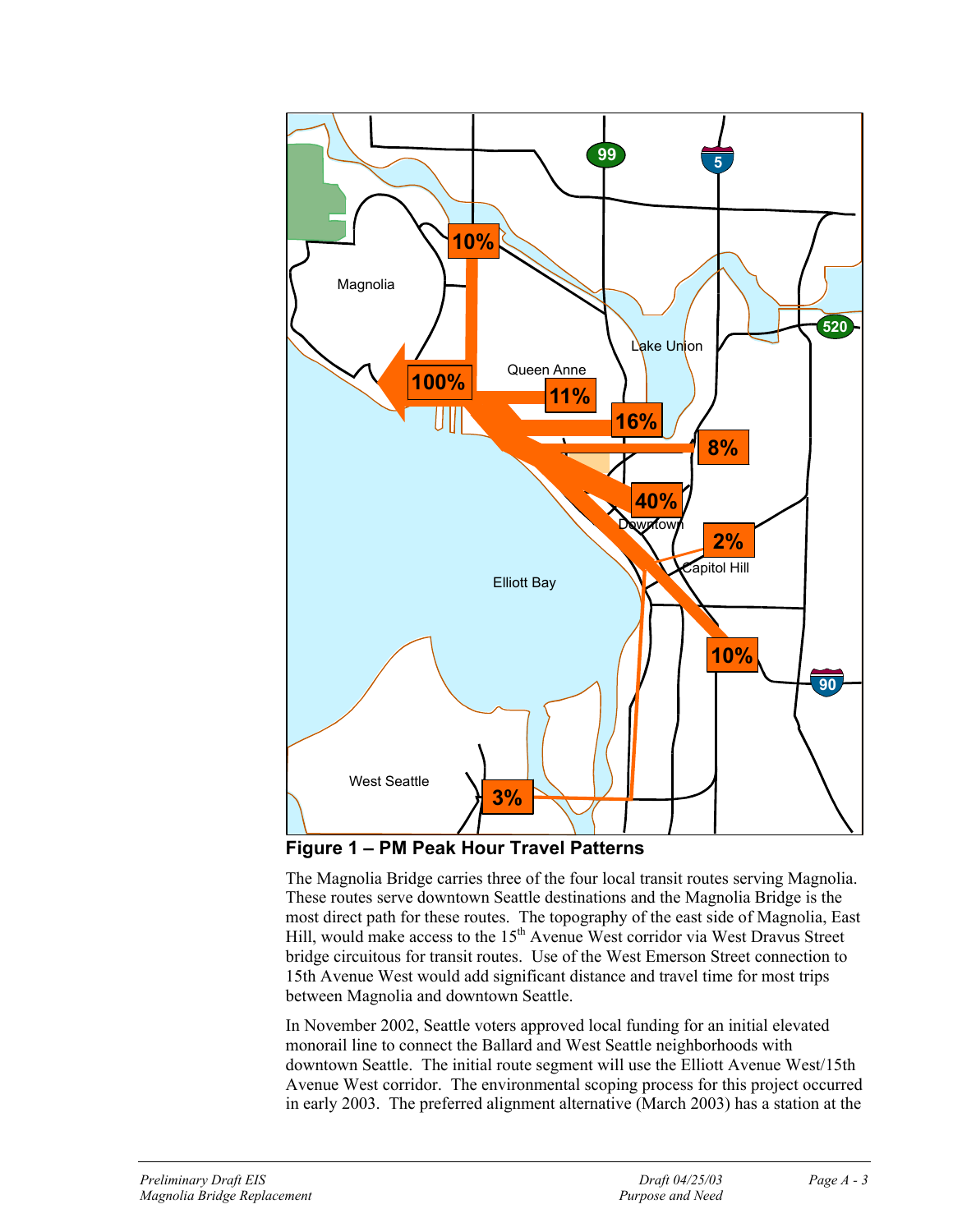**Figure 1 – PM Peak Hour Travel Patterns**

The Magnolia Bridge carries three of the four local transit routes serving Magnolia. These routes serve downtown Seattle destinations and the Magnolia Bridge is the most direct path for these routes. The topography of the east side of Magnolia, East Hill, would make access to the 15th Avenue West corridor via West Dravus Street bridge circuitous for transit routes. Use of the West Emerson Street connection to 15th Avenue West would add significant distance and travel time for most trips between Magnolia and downtown Seattle.

In November 2002, Seattle voters approved local funding for an initial elevated monorail line to connect the Ballard and West Seattle neighborhoods with downtown Seattle. The initial route segment will use the Elliott Avenue West/15th Avenue West corridor. The environmental scoping process for this project occurred in early 2003. The preferred alignment alternative (March 2003) has a station at the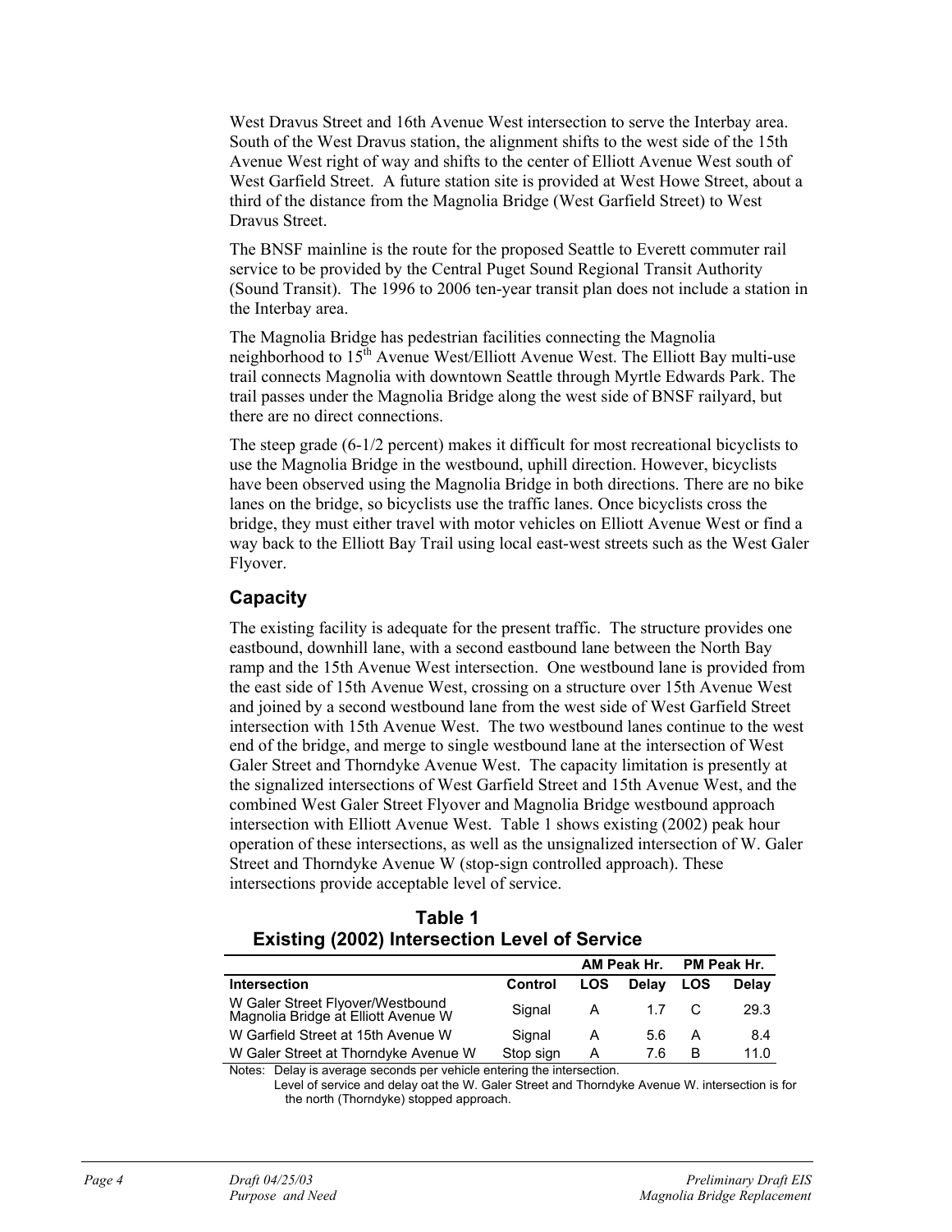West Dravus Street and 16th Avenue West intersection to serve the Interbay area. South of the West Dravus station, the alignment shifts to the west side of the 15th Avenue West right of way and shifts to the center of Elliott Avenue West south of West Garfield Street. A future station site is provided at West Howe Street, about a third of the distance from the Magnolia Bridge (West Garfield Street) to West Dravus Street.

The BNSF mainline is the route for the proposed Seattle to Everett commuter rail service to be provided by the Central Puget Sound Regional Transit Authority (Sound Transit). The 1996 to 2006 ten-year transit plan does not include a station in the Interbay area.

The Magnolia Bridge has pedestrian facilities connecting the Magnolia neighborhood to 15th Avenue West/Elliott Avenue West. The Elliott Bay multi-use trail connects Magnolia with downtown Seattle through Myrtle Edwards Park. The trail passes under the Magnolia Bridge along the west side of BNSF railyard, but there are no direct connections.

The steep grade (6-1/2 percent) makes it difficult for most recreational bicyclists to use the Magnolia Bridge in the westbound, uphill direction. However, bicyclists have been observed using the Magnolia Bridge in both directions. There are no bike lanes on the bridge, so bicyclists use the traffic lanes. Once bicyclists cross the bridge, they must either travel with motor vehicles on Elliott Avenue West or find a way back to the Elliott Bay Trail using local east-west streets such as the West Galer Flyover.

## Capacity

The existing facility is adequate for the present traffic. The structure provides one eastbound, downhill lane, with a second eastbound lane between the North Bay ramp and the 15th Avenue West intersection. One westbound lane is provided from the east side of 15th Avenue West, crossing on a structure over 15th Avenue West and joined by a second westbound lane from the west side of West Garfield Street intersection with 15th Avenue West. The two westbound lanes continue to the west end of the bridge, and merge to single westbound lane at the intersection of West Galer Street and Thorndyke Avenue West. The capacity limitation is presently at the signalized intersections of West Garfield Street and 15th Avenue West, and the combined West Galer Street Flyover and Magnolia Bridge westbound approach intersection with Elliott Avenue West. Table 1 shows existing (2002) peak hour operation of these intersections, as well as the unsignalized intersection of W. Galer Street and Thorndyke Avenue W (stop-sign controlled approach). These intersections provide acceptable level of service.

**Table 1**
**Existing (2002) Intersection Level of Service**

| | | AM Peak Hr. | | PM Peak Hr. | |
|---|---|---|---|---|---|
| **Intersection** | **Control** | **LOS** | **Delay** | **LOS** | **Delay** |
| W Galer Street Flyover/Westbound Magnolia Bridge at Elliott Avenue W | Signal | A | 1.7 | C | 29.3 |
| W Garfield Street at 15th Avenue W | Signal | A | 5.6 | A | 8.4 |
| W Galer Street at Thorndyke Avenue W | Stop sign | A | 7.6 | B | 11.0 |

Notes: Delay is average seconds per vehicle entering the intersection.
Level of service and delay oat the W. Galer Street and Thorndyke Avenue W. intersection is for the north (Thorndyke) stopped approach.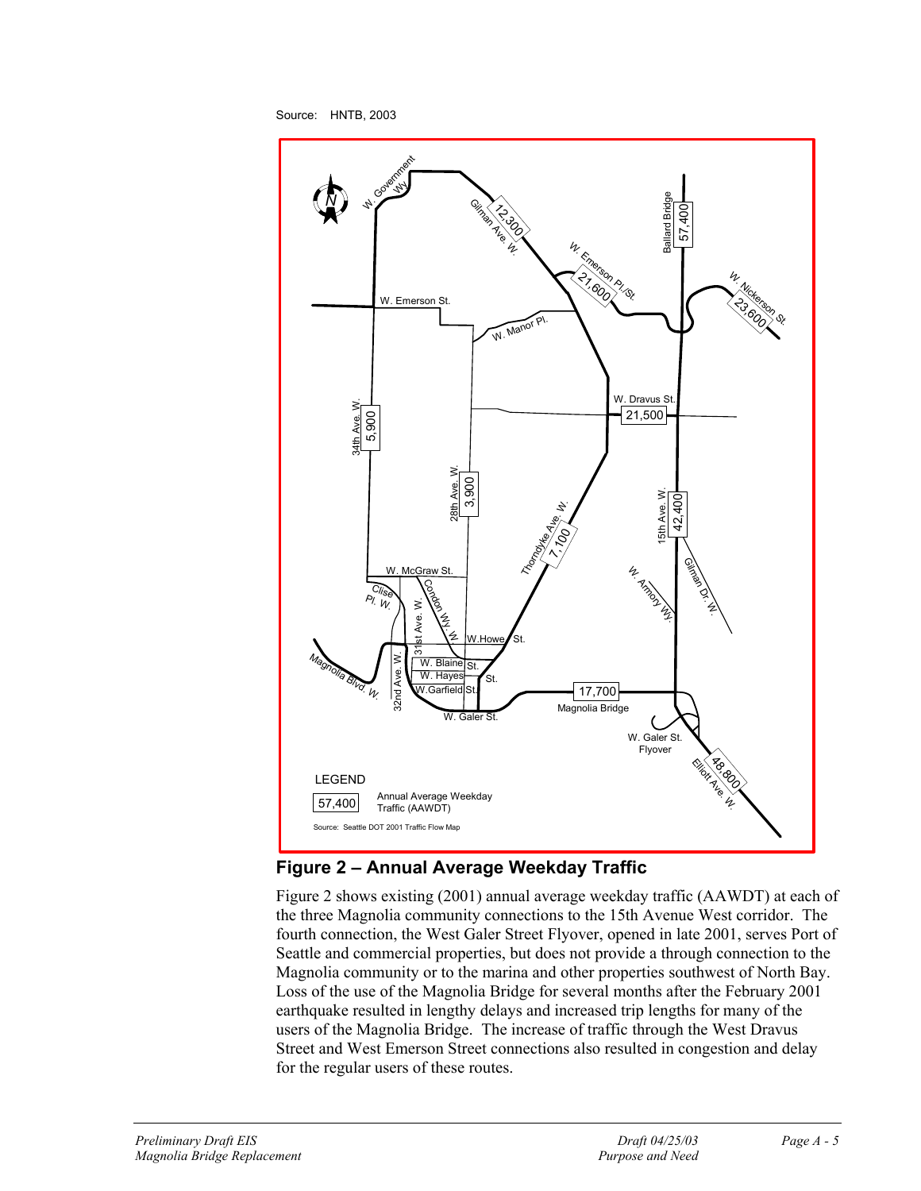Source: HNTB, 2003

## Figure 2 – Annual Average Weekday Traffic

Figure 2 shows existing (2001) annual average weekday traffic (AAWDT) at each of the three Magnolia community connections to the 15th Avenue West corridor. The fourth connection, the West Galer Street Flyover, opened in late 2001, serves Port of Seattle and commercial properties, but does not provide a through connection to the Magnolia community or to the marina and other properties southwest of North Bay. Loss of the use of the Magnolia Bridge for several months after the February 2001 earthquake resulted in lengthy delays and increased trip lengths for many of the users of the Magnolia Bridge. The increase of traffic through the West Dravus Street and West Emerson Street connections also resulted in congestion and delay for the regular users of these routes.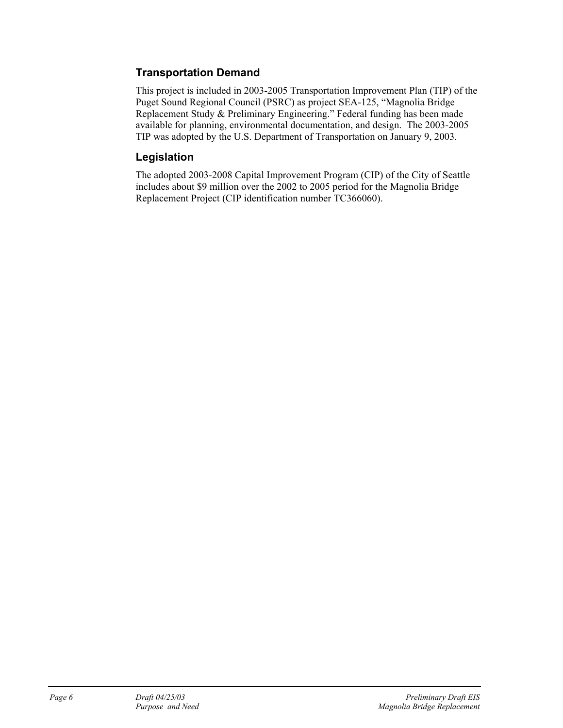### Transportation Demand

This project is included in 2003-2005 Transportation Improvement Plan (TIP) of the Puget Sound Regional Council (PSRC) as project SEA-125, "Magnolia Bridge Replacement Study & Preliminary Engineering." Federal funding has been made available for planning, environmental documentation, and design. The 2003-2005 TIP was adopted by the U.S. Department of Transportation on January 9, 2003.

### Legislation

The adopted 2003-2008 Capital Improvement Program (CIP) of the City of Seattle includes about $9 million over the 2002 to 2005 period for the Magnolia Bridge Replacement Project (CIP identification number TC366060).